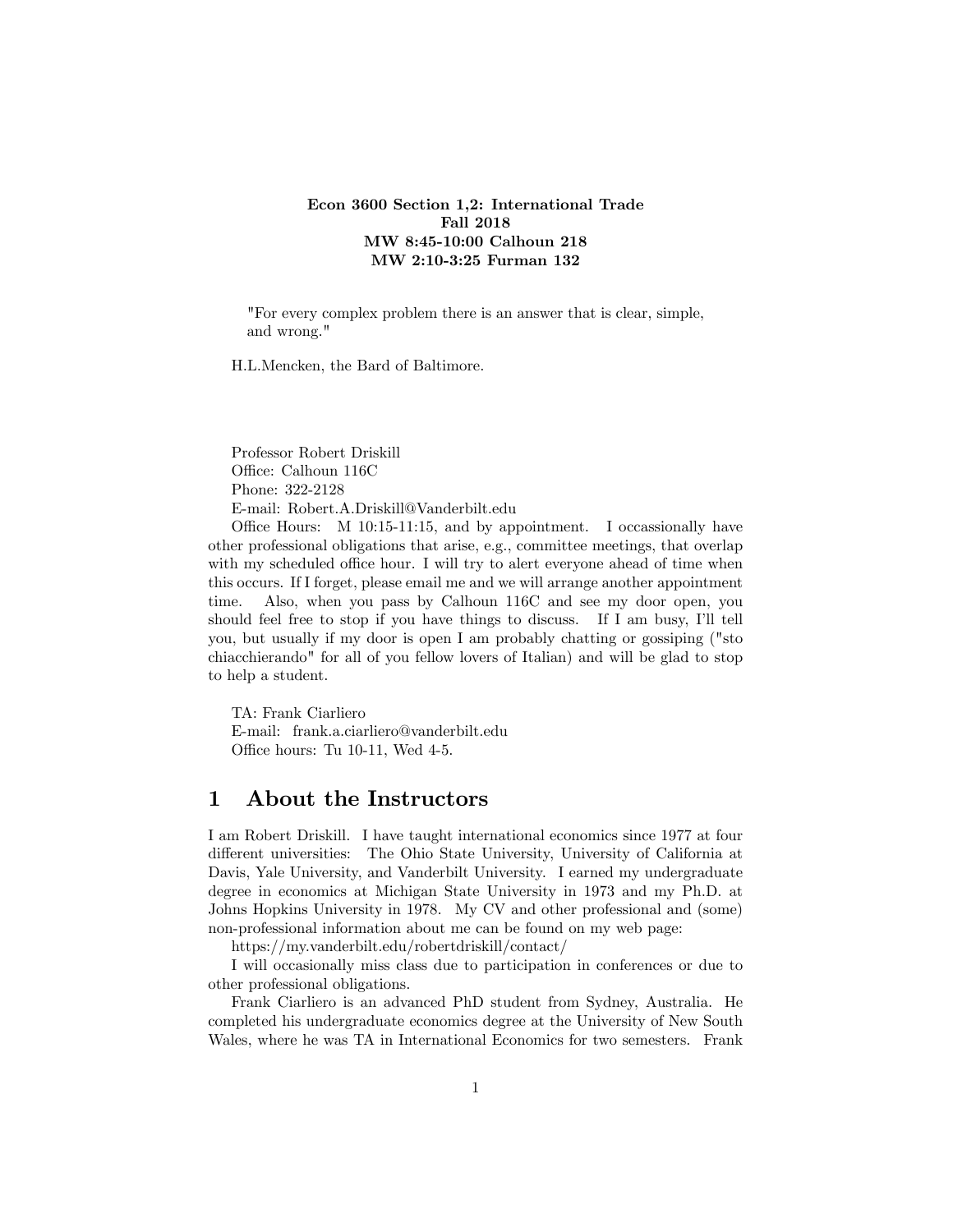**Econ 3600 Section 1,2: International Trade**
**Fall 2018**
**MW 8:45-10:00 Calhoun 218**
**MW 2:10-3:25 Furman 132**

> "For every complex problem there is an answer that is clear, simple, and wrong."

H.L.Mencken, the Bard of Baltimore.

Professor Robert Driskill
Office: Calhoun 116C
Phone: 322-2128
E-mail: Robert.A.Driskill@Vanderbilt.edu
Office Hours: M 10:15-11:15, and by appointment. I occassionally have other professional obligations that arise, e.g., committee meetings, that overlap with my scheduled office hour. I will try to alert everyone ahead of time when this occurs. If I forget, please email me and we will arrange another appointment time. Also, when you pass by Calhoun 116C and see my door open, you should feel free to stop if you have things to discuss. If I am busy, I'll tell you, but usually if my door is open I am probably chatting or gossiping ("sto chiacchierando" for all of you fellow lovers of Italian) and will be glad to stop to help a student.

TA: Frank Ciarliero
E-mail: frank.a.ciarliero@vanderbilt.edu
Office hours: Tu 10-11, Wed 4-5.

# 1 About the Instructors

I am Robert Driskill. I have taught international economics since 1977 at four different universities: The Ohio State University, University of California at Davis, Yale University, and Vanderbilt University. I earned my undergraduate degree in economics at Michigan State University in 1973 and my Ph.D. at Johns Hopkins University in 1978. My CV and other professional and (some) non-professional information about me can be found on my web page:

https://my.vanderbilt.edu/robertdriskill/contact/

I will occasionally miss class due to participation in conferences or due to other professional obligations.

Frank Ciarliero is an advanced PhD student from Sydney, Australia. He completed his undergraduate economics degree at the University of New South Wales, where he was TA in International Economics for two semesters. Frank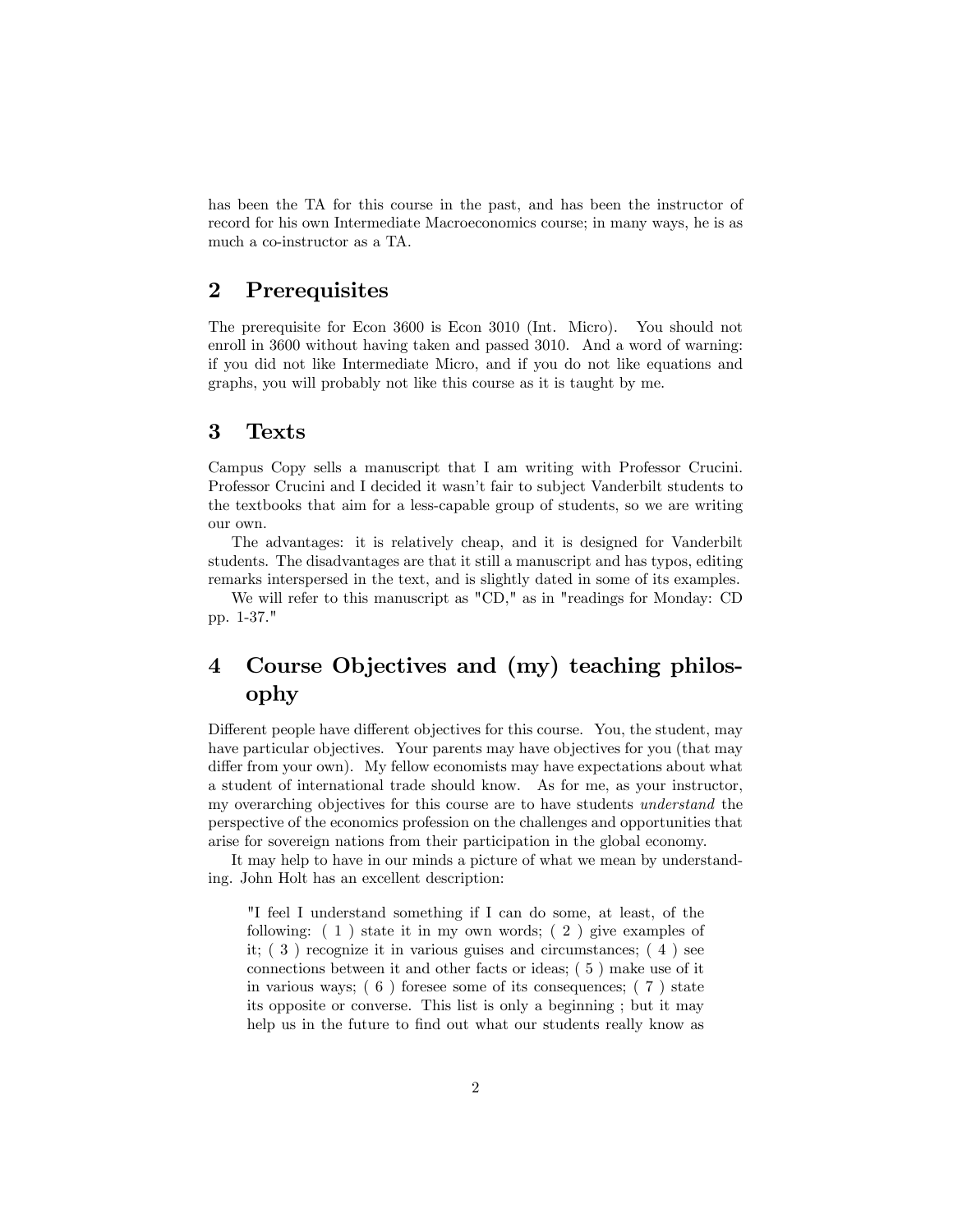has been the TA for this course in the past, and has been the instructor of record for his own Intermediate Macroeconomics course; in many ways, he is as much a co-instructor as a TA.

## 2 Prerequisites

The prerequisite for Econ 3600 is Econ 3010 (Int. Micro). You should not enroll in 3600 without having taken and passed 3010. And a word of warning: if you did not like Intermediate Micro, and if you do not like equations and graphs, you will probably not like this course as it is taught by me.

## 3 Texts

Campus Copy sells a manuscript that I am writing with Professor Crucini. Professor Crucini and I decided it wasn't fair to subject Vanderbilt students to the textbooks that aim for a less-capable group of students, so we are writing our own.

The advantages: it is relatively cheap, and it is designed for Vanderbilt students. The disadvantages are that it still a manuscript and has typos, editing remarks interspersed in the text, and is slightly dated in some of its examples.

We will refer to this manuscript as "CD," as in "readings for Monday: CD pp. 1-37."

## 4 Course Objectives and (my) teaching philosophy

Different people have different objectives for this course. You, the student, may have particular objectives. Your parents may have objectives for you (that may differ from your own). My fellow economists may have expectations about what a student of international trade should know. As for me, as your instructor, my overarching objectives for this course are to have students *understand* the perspective of the economics profession on the challenges and opportunities that arise for sovereign nations from their participation in the global economy.

It may help to have in our minds a picture of what we mean by understanding. John Holt has an excellent description:

> "I feel I understand something if I can do some, at least, of the following: ( 1 ) state it in my own words; ( 2 ) give examples of it; ( 3 ) recognize it in various guises and circumstances; ( 4 ) see connections between it and other facts or ideas; ( 5 ) make use of it in various ways; ( 6 ) foresee some of its consequences; ( 7 ) state its opposite or converse. This list is only a beginning ; but it may help us in the future to find out what our students really know as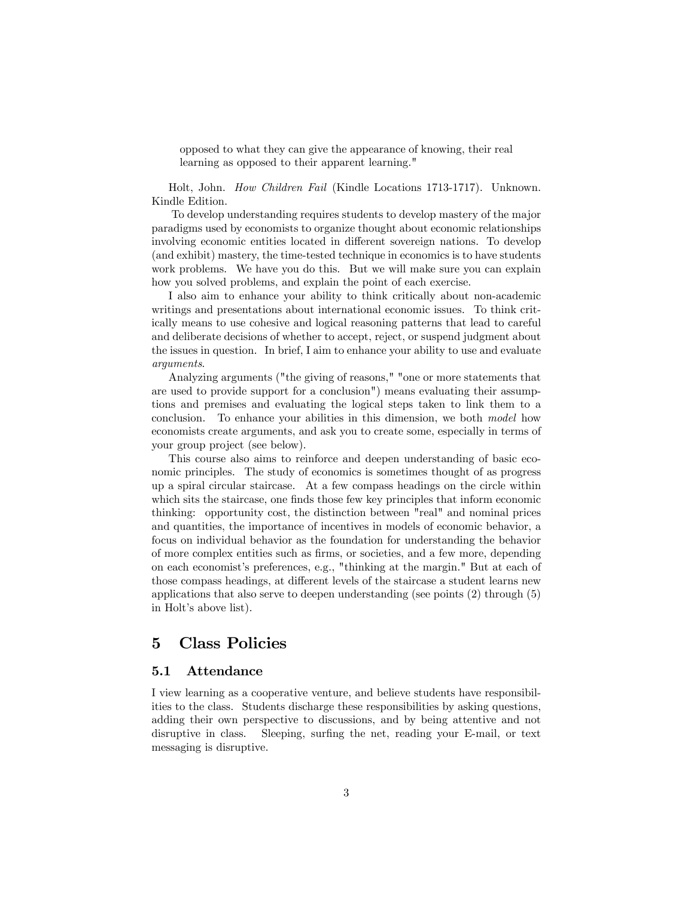> opposed to what they can give the appearance of knowing, their real learning as opposed to their apparent learning."

Holt, John. *How Children Fail* (Kindle Locations 1713-1717). Unknown. Kindle Edition.

To develop understanding requires students to develop mastery of the major paradigms used by economists to organize thought about economic relationships involving economic entities located in different sovereign nations. To develop (and exhibit) mastery, the time-tested technique in economics is to have students work problems. We have you do this. But we will make sure you can explain how you solved problems, and explain the point of each exercise.

I also aim to enhance your ability to think critically about non-academic writings and presentations about international economic issues. To think critically means to use cohesive and logical reasoning patterns that lead to careful and deliberate decisions of whether to accept, reject, or suspend judgment about the issues in question. In brief, I aim to enhance your ability to use and evaluate *arguments*.

Analyzing arguments ("the giving of reasons," "one or more statements that are used to provide support for a conclusion") means evaluating their assumptions and premises and evaluating the logical steps taken to link them to a conclusion. To enhance your abilities in this dimension, we both *model* how economists create arguments, and ask you to create some, especially in terms of your group project (see below).

This course also aims to reinforce and deepen understanding of basic economic principles. The study of economics is sometimes thought of as progress up a spiral circular staircase. At a few compass headings on the circle within which sits the staircase, one finds those few key principles that inform economic thinking: opportunity cost, the distinction between "real" and nominal prices and quantities, the importance of incentives in models of economic behavior, a focus on individual behavior as the foundation for understanding the behavior of more complex entities such as firms, or societies, and a few more, depending on each economist's preferences, e.g., "thinking at the margin." But at each of those compass headings, at different levels of the staircase a student learns new applications that also serve to deepen understanding (see points (2) through (5) in Holt's above list).

# 5 Class Policies

## 5.1 Attendance

I view learning as a cooperative venture, and believe students have responsibilities to the class. Students discharge these responsibilities by asking questions, adding their own perspective to discussions, and by being attentive and not disruptive in class. Sleeping, surfing the net, reading your E-mail, or text messaging is disruptive.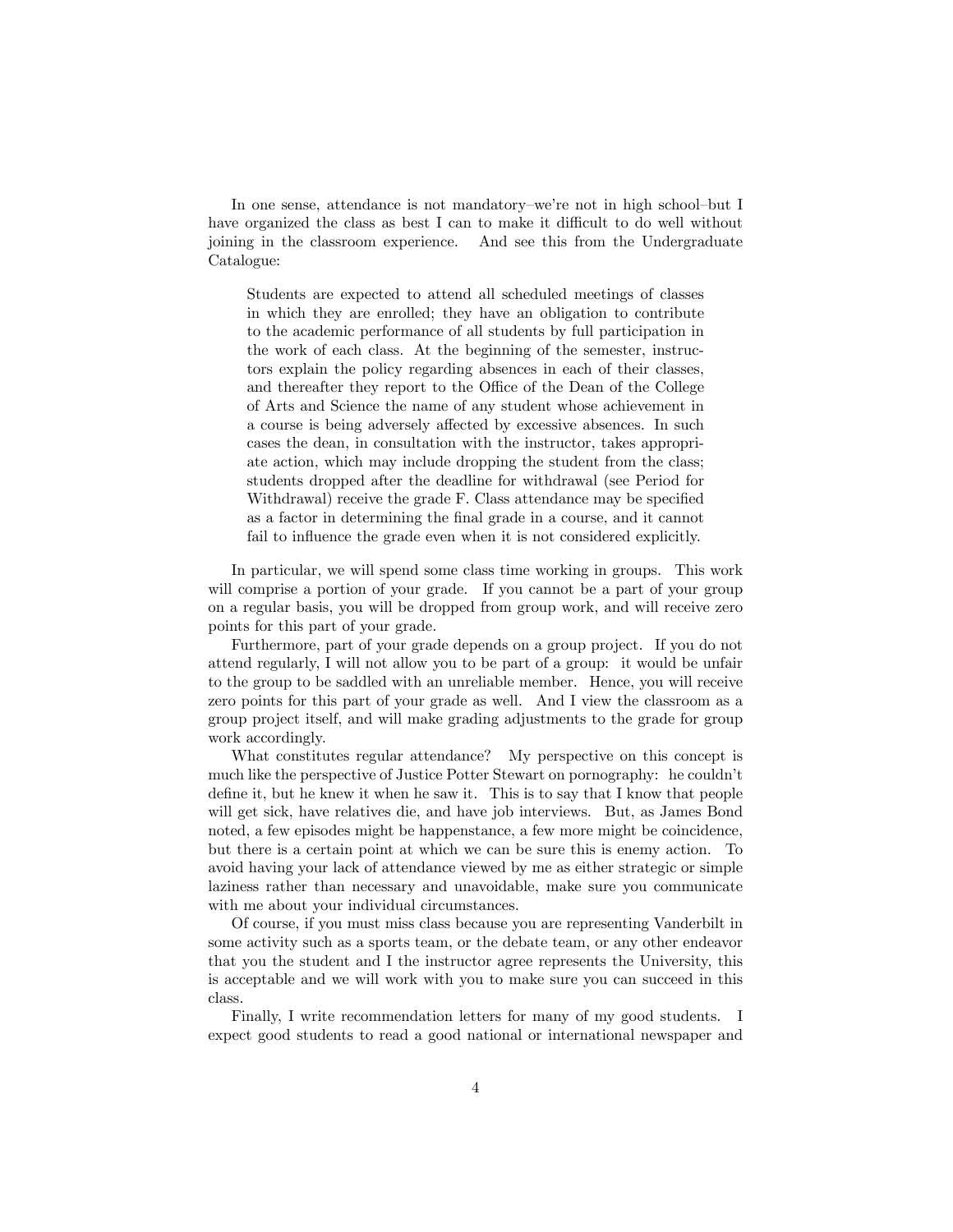In one sense, attendance is not mandatory–we're not in high school–but I have organized the class as best I can to make it difficult to do well without joining in the classroom experience. And see this from the Undergraduate Catalogue:

> Students are expected to attend all scheduled meetings of classes in which they are enrolled; they have an obligation to contribute to the academic performance of all students by full participation in the work of each class. At the beginning of the semester, instructors explain the policy regarding absences in each of their classes, and thereafter they report to the Office of the Dean of the College of Arts and Science the name of any student whose achievement in a course is being adversely affected by excessive absences. In such cases the dean, in consultation with the instructor, takes appropriate action, which may include dropping the student from the class; students dropped after the deadline for withdrawal (see Period for Withdrawal) receive the grade F. Class attendance may be specified as a factor in determining the final grade in a course, and it cannot fail to influence the grade even when it is not considered explicitly.

In particular, we will spend some class time working in groups. This work will comprise a portion of your grade. If you cannot be a part of your group on a regular basis, you will be dropped from group work, and will receive zero points for this part of your grade.

Furthermore, part of your grade depends on a group project. If you do not attend regularly, I will not allow you to be part of a group: it would be unfair to the group to be saddled with an unreliable member. Hence, you will receive zero points for this part of your grade as well. And I view the classroom as a group project itself, and will make grading adjustments to the grade for group work accordingly.

What constitutes regular attendance? My perspective on this concept is much like the perspective of Justice Potter Stewart on pornography: he couldn't define it, but he knew it when he saw it. This is to say that I know that people will get sick, have relatives die, and have job interviews. But, as James Bond noted, a few episodes might be happenstance, a few more might be coincidence, but there is a certain point at which we can be sure this is enemy action. To avoid having your lack of attendance viewed by me as either strategic or simple laziness rather than necessary and unavoidable, make sure you communicate with me about your individual circumstances.

Of course, if you must miss class because you are representing Vanderbilt in some activity such as a sports team, or the debate team, or any other endeavor that you the student and I the instructor agree represents the University, this is acceptable and we will work with you to make sure you can succeed in this class.

Finally, I write recommendation letters for many of my good students. I expect good students to read a good national or international newspaper and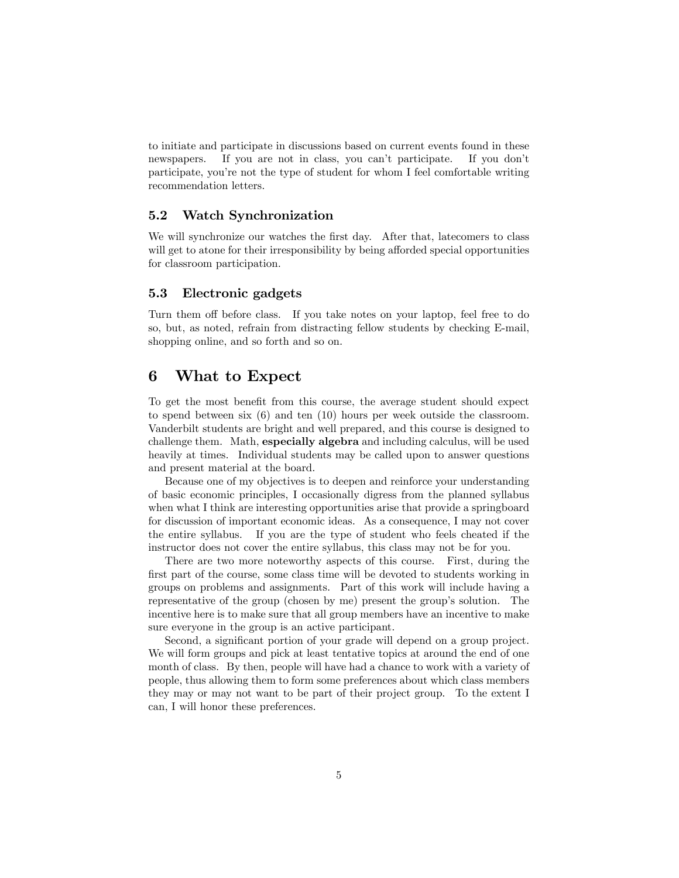to initiate and participate in discussions based on current events found in these newspapers. If you are not in class, you can't participate. If you don't participate, you're not the type of student for whom I feel comfortable writing recommendation letters.

### 5.2 Watch Synchronization

We will synchronize our watches the first day. After that, latecomers to class will get to atone for their irresponsibility by being afforded special opportunities for classroom participation.

### 5.3 Electronic gadgets

Turn them off before class. If you take notes on your laptop, feel free to do so, but, as noted, refrain from distracting fellow students by checking E-mail, shopping online, and so forth and so on.

## 6 What to Expect

To get the most benefit from this course, the average student should expect to spend between six (6) and ten (10) hours per week outside the classroom. Vanderbilt students are bright and well prepared, and this course is designed to challenge them. Math, **especially algebra** and including calculus, will be used heavily at times. Individual students may be called upon to answer questions and present material at the board.

Because one of my objectives is to deepen and reinforce your understanding of basic economic principles, I occasionally digress from the planned syllabus when what I think are interesting opportunities arise that provide a springboard for discussion of important economic ideas. As a consequence, I may not cover the entire syllabus. If you are the type of student who feels cheated if the instructor does not cover the entire syllabus, this class may not be for you.

There are two more noteworthy aspects of this course. First, during the first part of the course, some class time will be devoted to students working in groups on problems and assignments. Part of this work will include having a representative of the group (chosen by me) present the group's solution. The incentive here is to make sure that all group members have an incentive to make sure everyone in the group is an active participant.

Second, a significant portion of your grade will depend on a group project. We will form groups and pick at least tentative topics at around the end of one month of class. By then, people will have had a chance to work with a variety of people, thus allowing them to form some preferences about which class members they may or may not want to be part of their project group. To the extent I can, I will honor these preferences.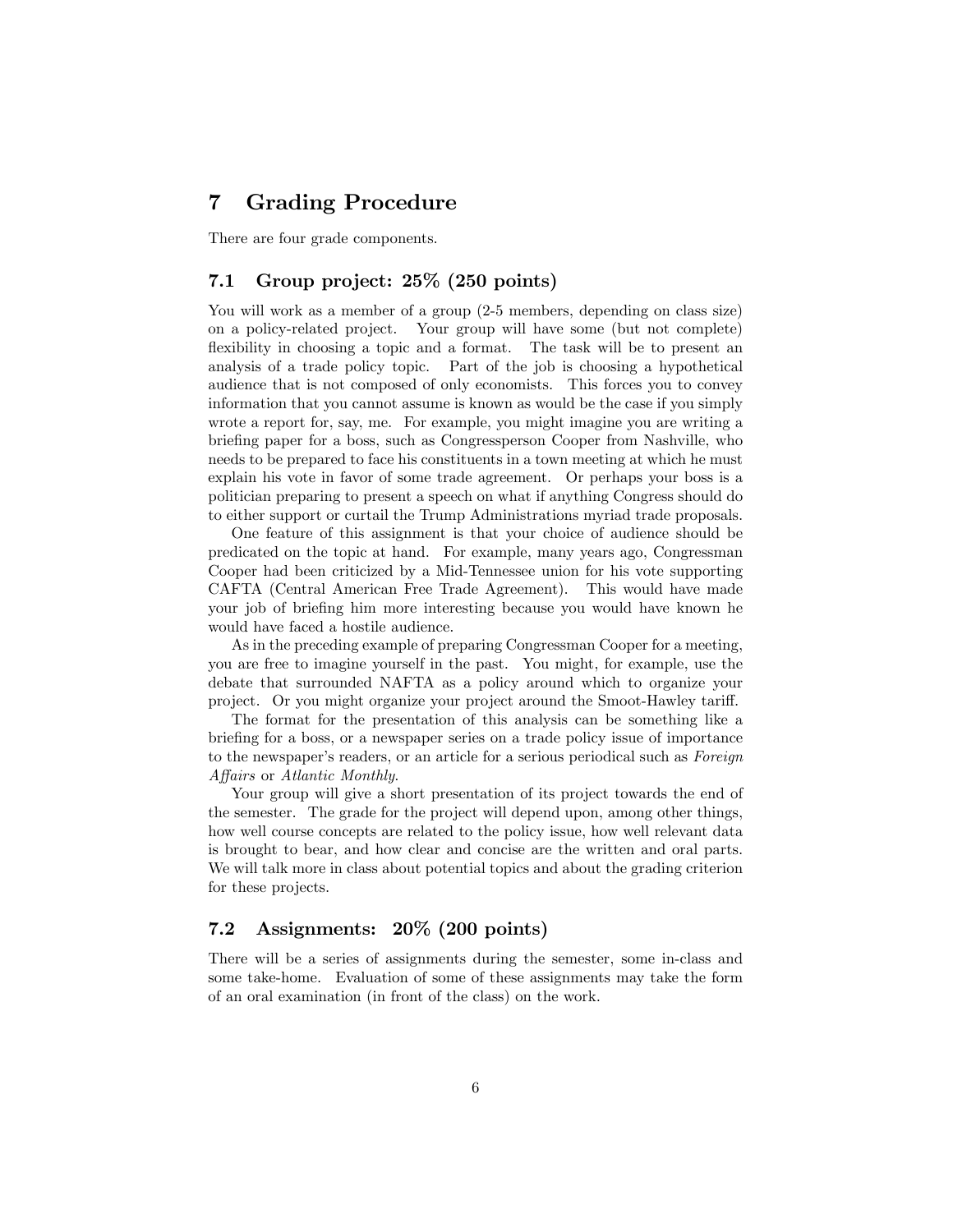## 7 Grading Procedure

There are four grade components.

### 7.1 Group project: 25% (250 points)

You will work as a member of a group (2-5 members, depending on class size) on a policy-related project. Your group will have some (but not complete) flexibility in choosing a topic and a format. The task will be to present an analysis of a trade policy topic. Part of the job is choosing a hypothetical audience that is not composed of only economists. This forces you to convey information that you cannot assume is known as would be the case if you simply wrote a report for, say, me. For example, you might imagine you are writing a briefing paper for a boss, such as Congressperson Cooper from Nashville, who needs to be prepared to face his constituents in a town meeting at which he must explain his vote in favor of some trade agreement. Or perhaps your boss is a politician preparing to present a speech on what if anything Congress should do to either support or curtail the Trump Administrations myriad trade proposals.

One feature of this assignment is that your choice of audience should be predicated on the topic at hand. For example, many years ago, Congressman Cooper had been criticized by a Mid-Tennessee union for his vote supporting CAFTA (Central American Free Trade Agreement). This would have made your job of briefing him more interesting because you would have known he would have faced a hostile audience.

As in the preceding example of preparing Congressman Cooper for a meeting, you are free to imagine yourself in the past. You might, for example, use the debate that surrounded NAFTA as a policy around which to organize your project. Or you might organize your project around the Smoot-Hawley tariff.

The format for the presentation of this analysis can be something like a briefing for a boss, or a newspaper series on a trade policy issue of importance to the newspaper's readers, or an article for a serious periodical such as *Foreign Affairs* or *Atlantic Monthly*.

Your group will give a short presentation of its project towards the end of the semester. The grade for the project will depend upon, among other things, how well course concepts are related to the policy issue, how well relevant data is brought to bear, and how clear and concise are the written and oral parts. We will talk more in class about potential topics and about the grading criterion for these projects.

### 7.2 Assignments: 20% (200 points)

There will be a series of assignments during the semester, some in-class and some take-home. Evaluation of some of these assignments may take the form of an oral examination (in front of the class) on the work.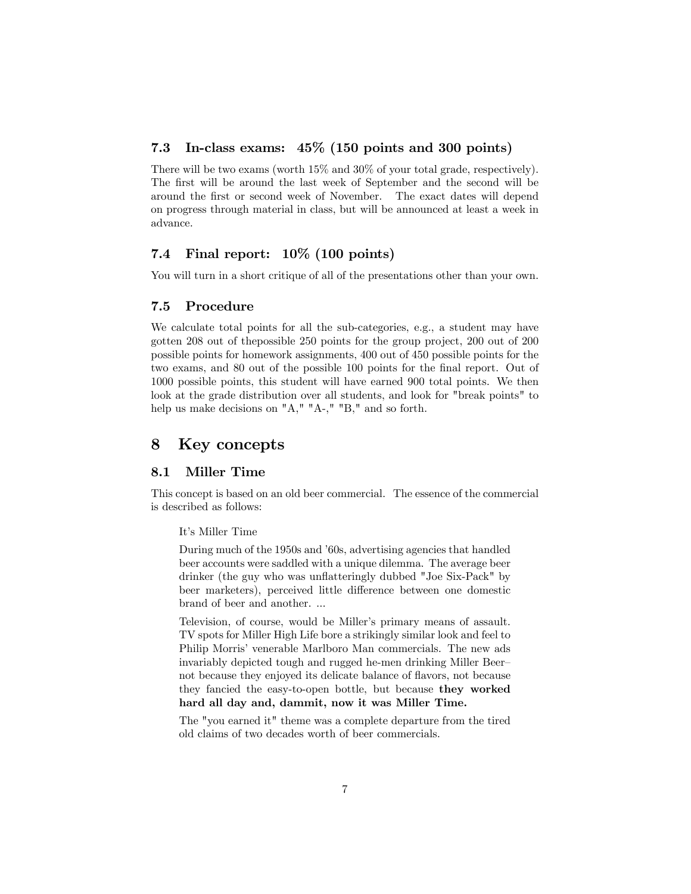### 7.3 In-class exams: 45% (150 points and 300 points)

There will be two exams (worth 15% and 30% of your total grade, respectively). The first will be around the last week of September and the second will be around the first or second week of November. The exact dates will depend on progress through material in class, but will be announced at least a week in advance.

### 7.4 Final report: 10% (100 points)

You will turn in a short critique of all of the presentations other than your own.

### 7.5 Procedure

We calculate total points for all the sub-categories, e.g., a student may have gotten 208 out of thepossible 250 points for the group project, 200 out of 200 possible points for homework assignments, 400 out of 450 possible points for the two exams, and 80 out of the possible 100 points for the final report. Out of 1000 possible points, this student will have earned 900 total points. We then look at the grade distribution over all students, and look for "break points" to help us make decisions on "A," "A-," "B," and so forth.

## 8 Key concepts

### 8.1 Miller Time

This concept is based on an old beer commercial. The essence of the commercial is described as follows:

> It's Miller Time
>
> During much of the 1950s and '60s, advertising agencies that handled beer accounts were saddled with a unique dilemma. The average beer drinker (the guy who was unflatteringly dubbed "Joe Six-Pack" by beer marketers), perceived little difference between one domestic brand of beer and another. ...
>
> Television, of course, would be Miller's primary means of assault. TV spots for Miller High Life bore a strikingly similar look and feel to Philip Morris' venerable Marlboro Man commercials. The new ads invariably depicted tough and rugged he-men drinking Miller Beer– not because they enjoyed its delicate balance of flavors, not because they fancied the easy-to-open bottle, but because **they worked hard all day and, dammit, now it was Miller Time.**
>
> The "you earned it" theme was a complete departure from the tired old claims of two decades worth of beer commercials.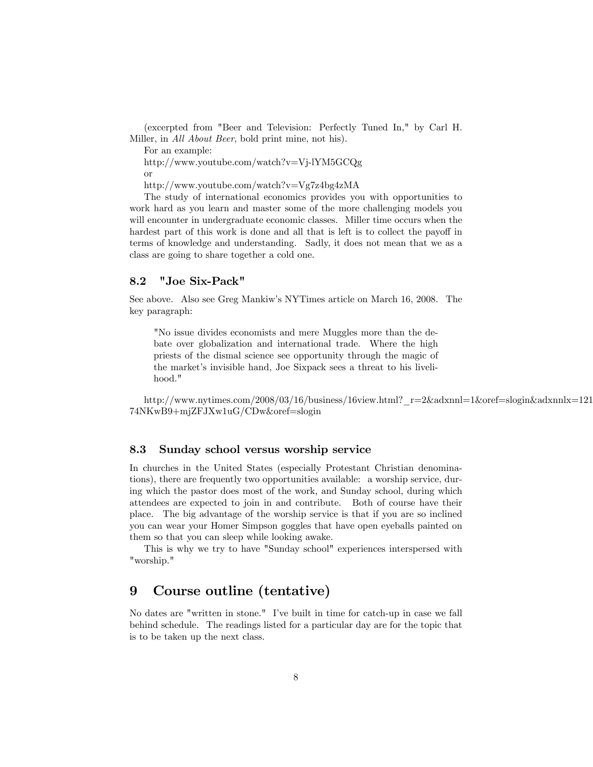(excerpted from "Beer and Television: Perfectly Tuned In," by Carl H. Miller, in *All About Beer*, bold print mine, not his).

For an example:

http://www.youtube.com/watch?v=Vj-lYM5GCQg

or

http://www.youtube.com/watch?v=Vg7z4bg4zMA

The study of international economics provides you with opportunities to work hard as you learn and master some of the more challenging models you will encounter in undergraduate economic classes. Miller time occurs when the hardest part of this work is done and all that is left is to collect the payoff in terms of knowledge and understanding. Sadly, it does not mean that we as a class are going to share together a cold one.

### 8.2 "Joe Six-Pack"

See above. Also see Greg Mankiw's NYTimes article on March 16, 2008. The key paragraph:

> "No issue divides economists and mere Muggles more than the debate over globalization and international trade. Where the high priests of the dismal science see opportunity through the magic of the market's invisible hand, Joe Sixpack sees a threat to his livelihood."

http://www.nytimes.com/2008/03/16/business/16view.html?_r=2&adxnnl=1&oref=slogin&adxnnlx=121 74NKwB9+mjZFJXw1uG/CDw&oref=slogin

### 8.3 Sunday school versus worship service

In churches in the United States (especially Protestant Christian denominations), there are frequently two opportunities available: a worship service, during which the pastor does most of the work, and Sunday school, during which attendees are expected to join in and contribute. Both of course have their place. The big advantage of the worship service is that if you are so inclined you can wear your Homer Simpson goggles that have open eyeballs painted on them so that you can sleep while looking awake.

This is why we try to have "Sunday school" experiences interspersed with "worship."

## 9 Course outline (tentative)

No dates are "written in stone." I've built in time for catch-up in case we fall behind schedule. The readings listed for a particular day are for the topic that is to be taken up the next class.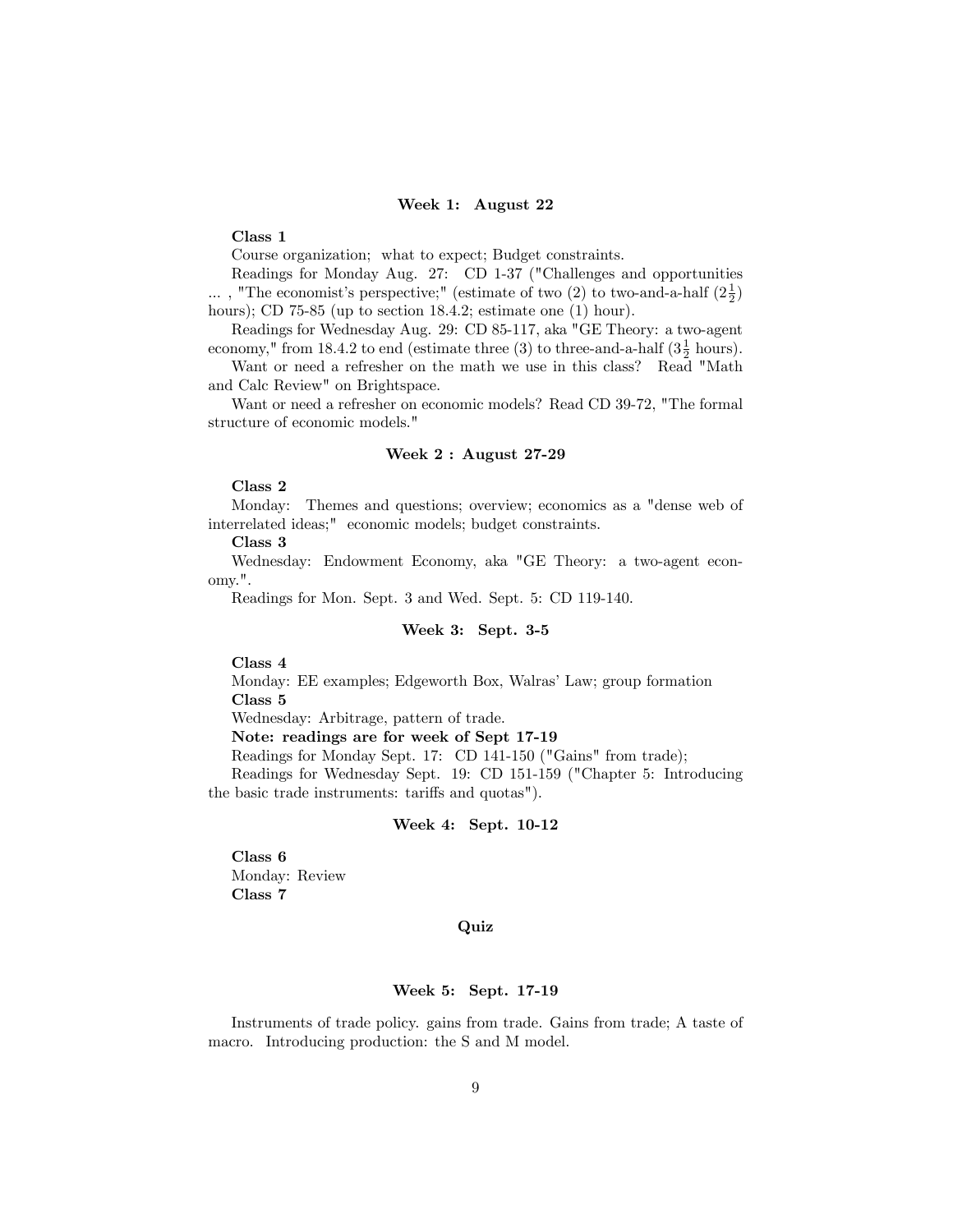### Week 1: August 22

**Class 1**

Course organization; what to expect; Budget constraints.

Readings for Monday Aug. 27: CD 1-37 ("Challenges and opportunities ... , "The economist's perspective;" (estimate of two (2) to two-and-a-half ($2\frac{1}{2}$) hours); CD 75-85 (up to section 18.4.2; estimate one (1) hour).

Readings for Wednesday Aug. 29: CD 85-117, aka "GE Theory: a two-agent economy," from 18.4.2 to end (estimate three (3) to three-and-a-half ($3\frac{1}{2}$ hours).

Want or need a refresher on the math we use in this class? Read "Math and Calc Review" on Brightspace.

Want or need a refresher on economic models? Read CD 39-72, "The formal structure of economic models."

### Week 2 : August 27-29

**Class 2**

Monday: Themes and questions; overview; economics as a "dense web of interrelated ideas;" economic models; budget constraints.

**Class 3**

Wednesday: Endowment Economy, aka "GE Theory: a two-agent economy.".

Readings for Mon. Sept. 3 and Wed. Sept. 5: CD 119-140.

### Week 3: Sept. 3-5

**Class 4**

Monday: EE examples; Edgeworth Box, Walras' Law; group formation

**Class 5**

Wednesday: Arbitrage, pattern of trade.

**Note: readings are for week of Sept 17-19**

Readings for Monday Sept. 17: CD 141-150 ("Gains" from trade);

Readings for Wednesday Sept. 19: CD 151-159 ("Chapter 5: Introducing the basic trade instruments: tariffs and quotas").

### Week 4: Sept. 10-12

**Class 6**

Monday: Review

**Class 7**

### Quiz

### Week 5: Sept. 17-19

Instruments of trade policy. gains from trade. Gains from trade; A taste of macro. Introducing production: the S and M model.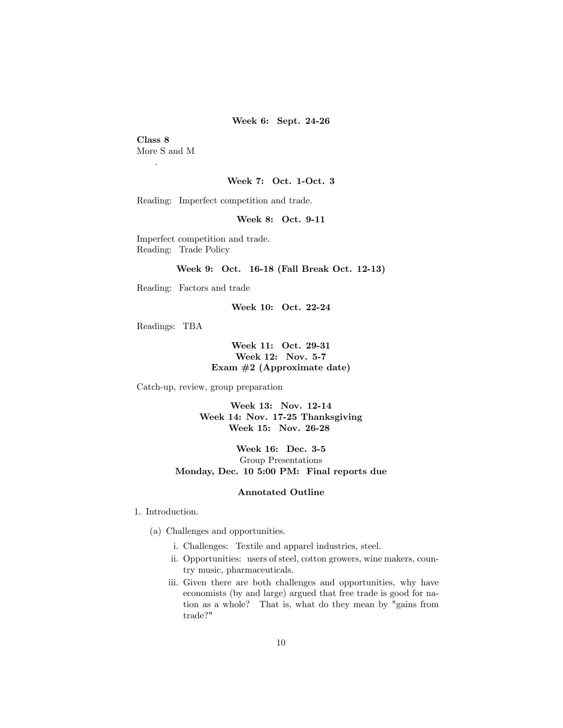**Week 6: Sept. 24-26**

**Class 8**
More S and M

.

**Week 7: Oct. 1-Oct. 3**

Reading: Imperfect competition and trade.

**Week 8: Oct. 9-11**

Imperfect competition and trade.
Reading: Trade Policy

**Week 9: Oct. 16-18 (Fall Break Oct. 12-13)**

Reading: Factors and trade

**Week 10: Oct. 22-24**

Readings: TBA

**Week 11: Oct. 29-31**
**Week 12: Nov. 5-7**
**Exam #2 (Approximate date)**

Catch-up, review, group preparation

**Week 13: Nov. 12-14**
**Week 14: Nov. 17-25 Thanksgiving**
**Week 15: Nov. 26-28**

**Week 16: Dec. 3-5**
Group Presentations
**Monday, Dec. 10 5:00 PM: Final reports due**

## Annotated Outline

1. Introduction.
   (a) Challenges and opportunities.
      i. Challenges: Textile and apparel industries, steel.
      ii. Opportunities: users of steel, cotton growers, wine makers, country music, pharmaceuticals.
      iii. Given there are both challenges and opportunities, why have economists (by and large) argued that free trade is good for nation as a whole? That is, what do they mean by "gains from trade?"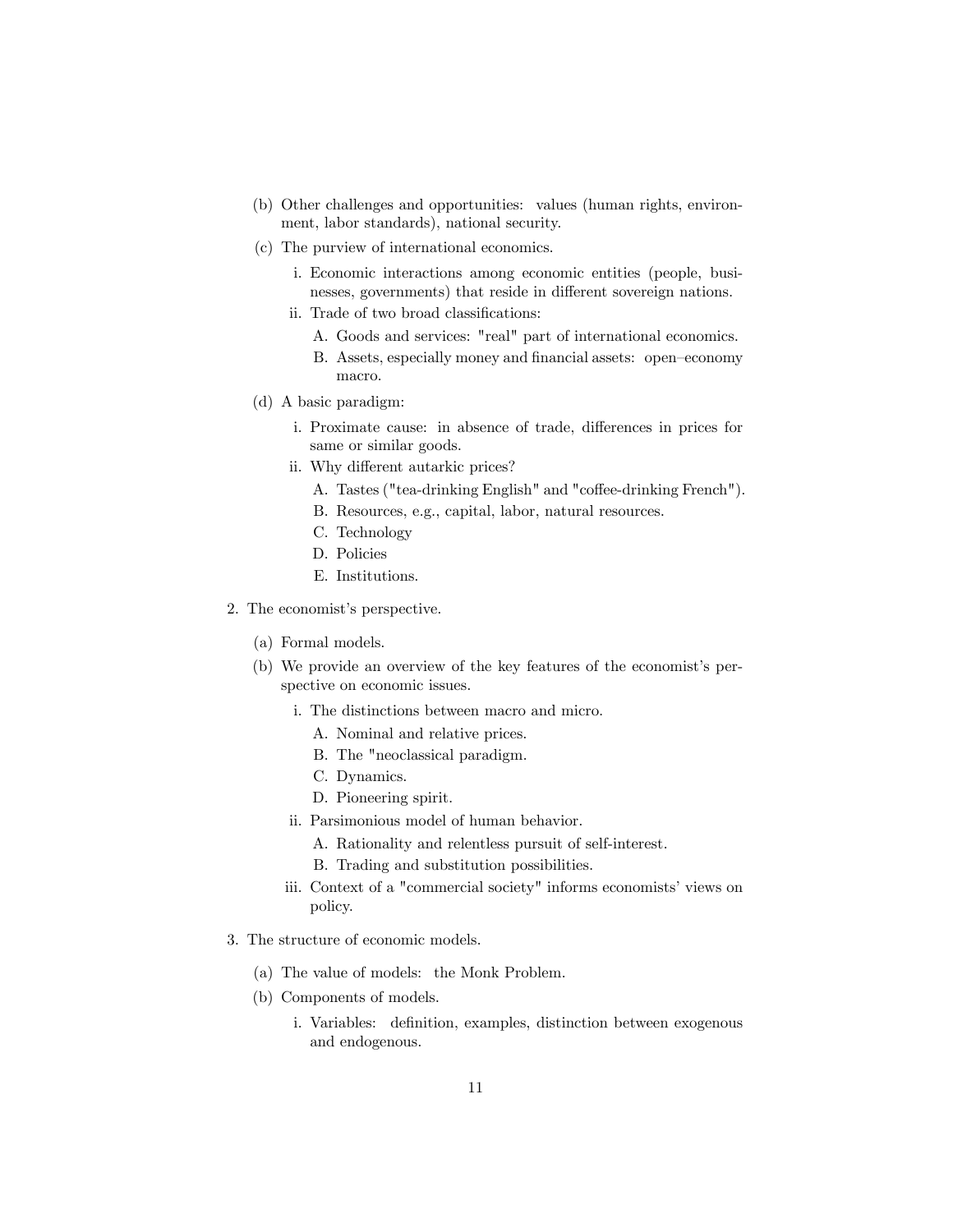(b) Other challenges and opportunities: values (human rights, environment, labor standards), national security.

(c) The purview of international economics.

   i. Economic interactions among economic entities (people, businesses, governments) that reside in different sovereign nations.

   ii. Trade of two broad classifications:

      A. Goods and services: "real" part of international economics.

      B. Assets, especially money and financial assets: open–economy macro.

(d) A basic paradigm:

   i. Proximate cause: in absence of trade, differences in prices for same or similar goods.

   ii. Why different autarkic prices?

      A. Tastes ("tea-drinking English" and "coffee-drinking French").

      B. Resources, e.g., capital, labor, natural resources.

      C. Technology

      D. Policies

      E. Institutions.

2. The economist's perspective.

   (a) Formal models.

   (b) We provide an overview of the key features of the economist's perspective on economic issues.

      i. The distinctions between macro and micro.

         A. Nominal and relative prices.

         B. The "neoclassical paradigm.

         C. Dynamics.

         D. Pioneering spirit.

      ii. Parsimonious model of human behavior.

         A. Rationality and relentless pursuit of self-interest.

         B. Trading and substitution possibilities.

      iii. Context of a "commercial society" informs economists' views on policy.

3. The structure of economic models.

   (a) The value of models: the Monk Problem.

   (b) Components of models.

      i. Variables: definition, examples, distinction between exogenous and endogenous.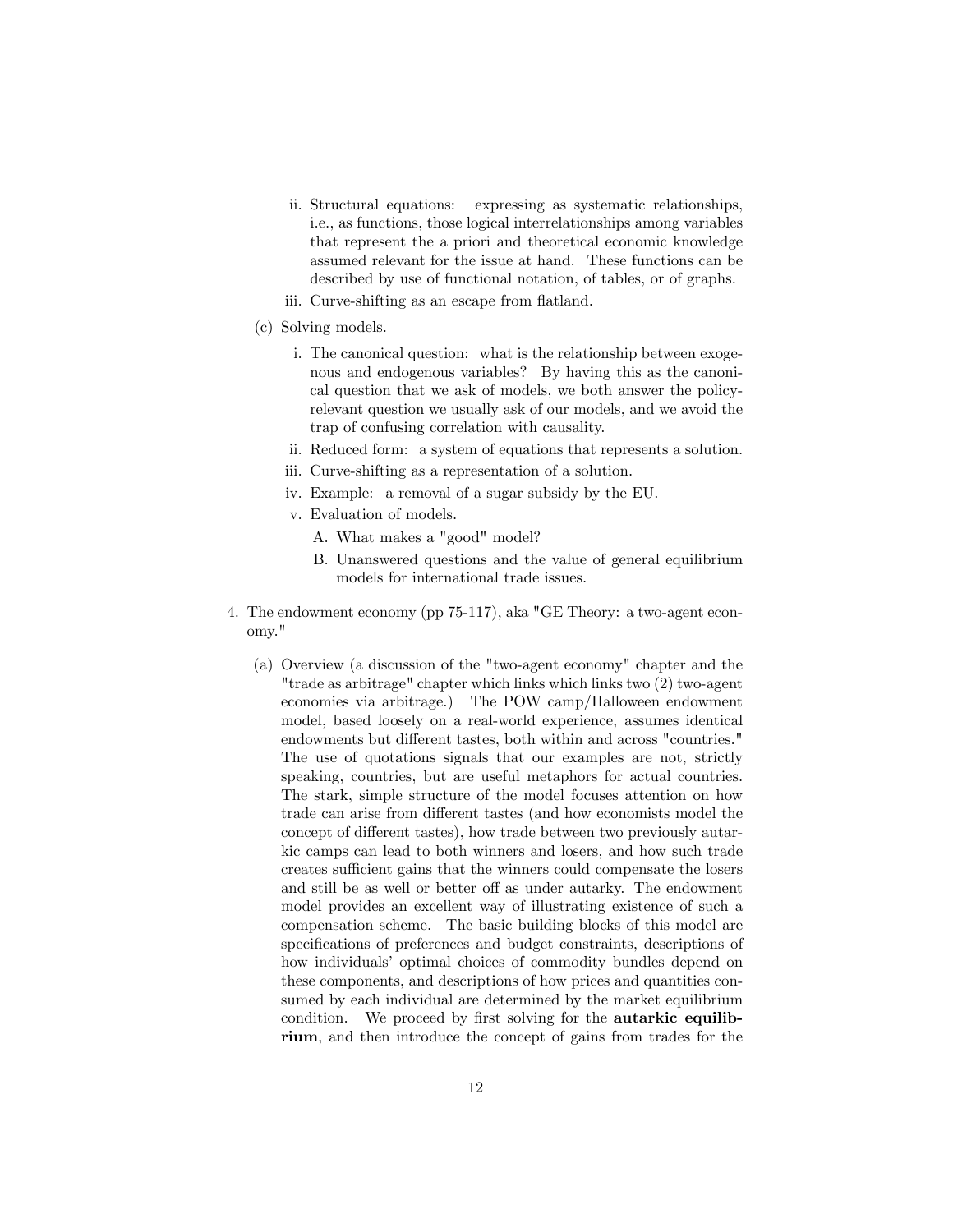ii. Structural equations: expressing as systematic relationships, i.e., as functions, those logical interrelationships among variables that represent the a priori and theoretical economic knowledge assumed relevant for the issue at hand. These functions can be described by use of functional notation, of tables, or of graphs.

   iii. Curve-shifting as an escape from flatland.

(c) Solving models.

   i. The canonical question: what is the relationship between exogenous and endogenous variables? By having this as the canonical question that we ask of models, we both answer the policy-relevant question we usually ask of our models, and we avoid the trap of confusing correlation with causality.

   ii. Reduced form: a system of equations that represents a solution.

   iii. Curve-shifting as a representation of a solution.

   iv. Example: a removal of a sugar subsidy by the EU.

   v. Evaluation of models.

      A. What makes a "good" model?

      B. Unanswered questions and the value of general equilibrium models for international trade issues.

4. The endowment economy (pp 75-117), aka "GE Theory: a two-agent economy."

   (a) Overview (a discussion of the "two-agent economy" chapter and the "trade as arbitrage" chapter which links which links two (2) two-agent economies via arbitrage.) The POW camp/Halloween endowment model, based loosely on a real-world experience, assumes identical endowments but different tastes, both within and across "countries." The use of quotations signals that our examples are not, strictly speaking, countries, but are useful metaphors for actual countries. The stark, simple structure of the model focuses attention on how trade can arise from different tastes (and how economists model the concept of different tastes), how trade between two previously autarkic camps can lead to both winners and losers, and how such trade creates sufficient gains that the winners could compensate the losers and still be as well or better off as under autarky. The endowment model provides an excellent way of illustrating existence of such a compensation scheme. The basic building blocks of this model are specifications of preferences and budget constraints, descriptions of how individuals' optimal choices of commodity bundles depend on these components, and descriptions of how prices and quantities consumed by each individual are determined by the market equilibrium condition. We proceed by first solving for the **autarkic equilibrium**, and then introduce the concept of gains from trades for the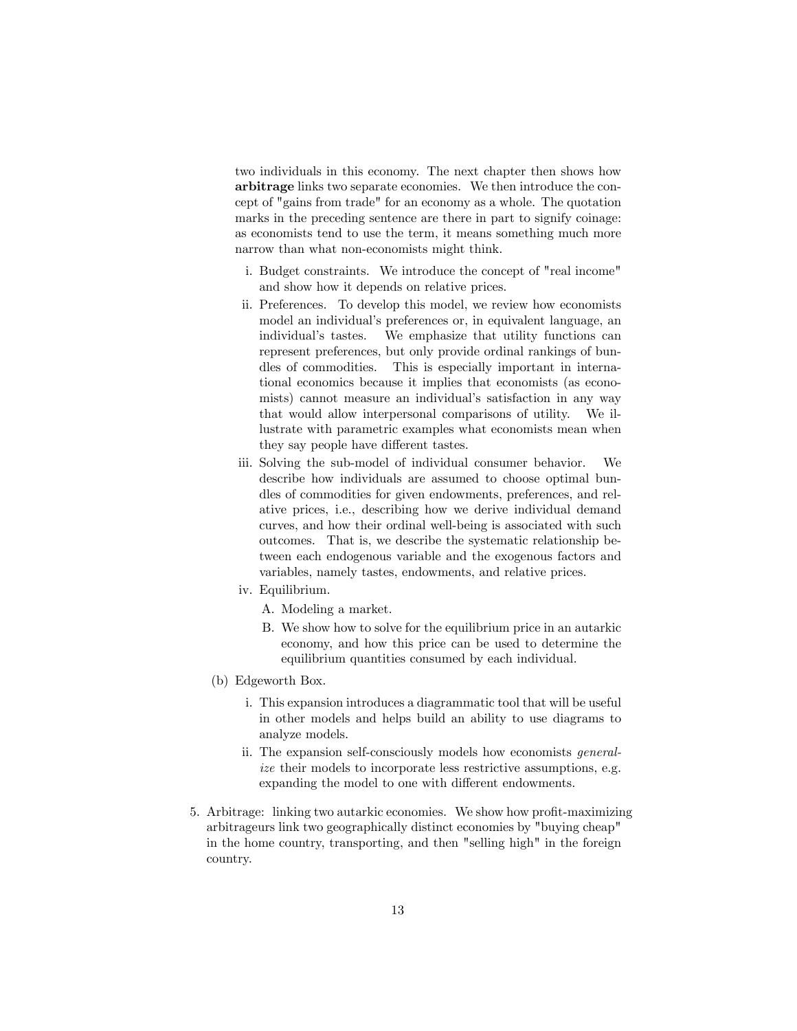two individuals in this economy. The next chapter then shows how **arbitrage** links two separate economies. We then introduce the concept of "gains from trade" for an economy as a whole. The quotation marks in the preceding sentence are there in part to signify coinage: as economists tend to use the term, it means something much more narrow than what non-economists might think.

   i. Budget constraints. We introduce the concept of "real income" and show how it depends on relative prices.

   ii. Preferences. To develop this model, we review how economists model an individual's preferences or, in equivalent language, an individual's tastes. We emphasize that utility functions can represent preferences, but only provide ordinal rankings of bundles of commodities. This is especially important in international economics because it implies that economists (as economists) cannot measure an individual's satisfaction in any way that would allow interpersonal comparisons of utility. We illustrate with parametric examples what economists mean when they say people have different tastes.

   iii. Solving the sub-model of individual consumer behavior. We describe how individuals are assumed to choose optimal bundles of commodities for given endowments, preferences, and relative prices, i.e., describing how we derive individual demand curves, and how their ordinal well-being is associated with such outcomes. That is, we describe the systematic relationship between each endogenous variable and the exogenous factors and variables, namely tastes, endowments, and relative prices.

   iv. Equilibrium.

      A. Modeling a market.

      B. We show how to solve for the equilibrium price in an autarkic economy, and how this price can be used to determine the equilibrium quantities consumed by each individual.

(b) Edgeworth Box.

   i. This expansion introduces a diagrammatic tool that will be useful in other models and helps build an ability to use diagrams to analyze models.

   ii. The expansion self-consciously models how economists *generalize* their models to incorporate less restrictive assumptions, e.g. expanding the model to one with different endowments.

5. Arbitrage: linking two autarkic economies. We show how profit-maximizing arbitrageurs link two geographically distinct economies by "buying cheap" in the home country, transporting, and then "selling high" in the foreign country.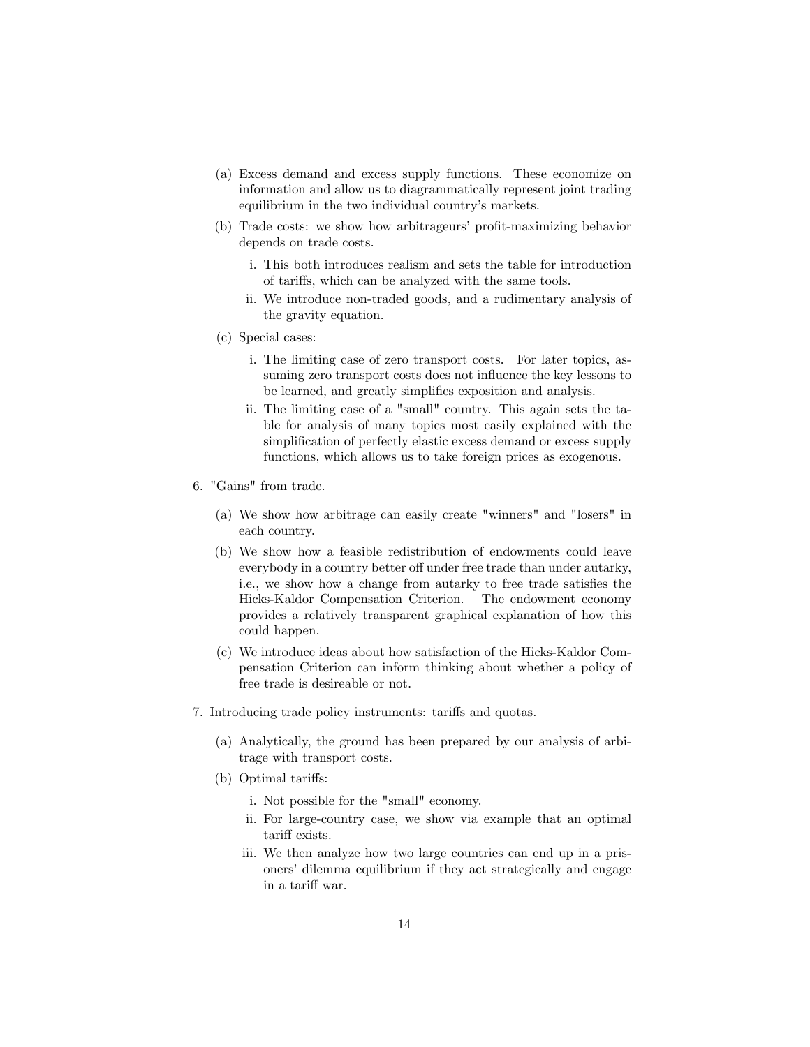(a) Excess demand and excess supply functions. These economize on information and allow us to diagrammatically represent joint trading equilibrium in the two individual country's markets.

   (b) Trade costs: we show how arbitrageurs' profit-maximizing behavior depends on trade costs.

      i. This both introduces realism and sets the table for introduction of tariffs, which can be analyzed with the same tools.

      ii. We introduce non-traded goods, and a rudimentary analysis of the gravity equation.

   (c) Special cases:

      i. The limiting case of zero transport costs. For later topics, assuming zero transport costs does not influence the key lessons to be learned, and greatly simplifies exposition and analysis.

      ii. The limiting case of a "small" country. This again sets the table for analysis of many topics most easily explained with the simplification of perfectly elastic excess demand or excess supply functions, which allows us to take foreign prices as exogenous.

6. "Gains" from trade.

   (a) We show how arbitrage can easily create "winners" and "losers" in each country.

   (b) We show how a feasible redistribution of endowments could leave everybody in a country better off under free trade than under autarky, i.e., we show how a change from autarky to free trade satisfies the Hicks-Kaldor Compensation Criterion. The endowment economy provides a relatively transparent graphical explanation of how this could happen.

   (c) We introduce ideas about how satisfaction of the Hicks-Kaldor Compensation Criterion can inform thinking about whether a policy of free trade is desireable or not.

7. Introducing trade policy instruments: tariffs and quotas.

   (a) Analytically, the ground has been prepared by our analysis of arbitrage with transport costs.

   (b) Optimal tariffs:

      i. Not possible for the "small" economy.

      ii. For large-country case, we show via example that an optimal tariff exists.

      iii. We then analyze how two large countries can end up in a prisoners' dilemma equilibrium if they act strategically and engage in a tariff war.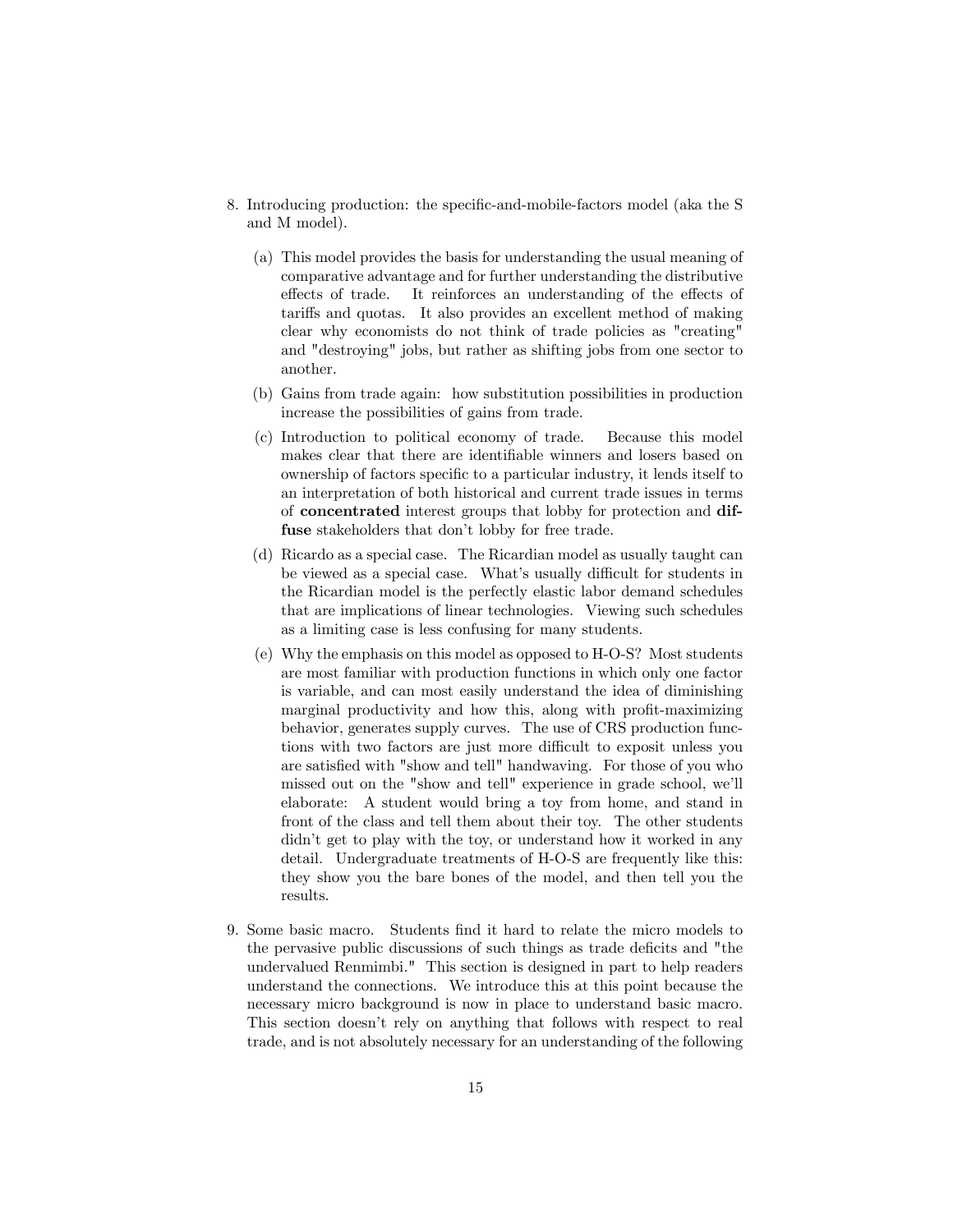8. Introducing production: the specific-and-mobile-factors model (aka the S and M model).

   (a) This model provides the basis for understanding the usual meaning of comparative advantage and for further understanding the distributive effects of trade. It reinforces an understanding of the effects of tariffs and quotas. It also provides an excellent method of making clear why economists do not think of trade policies as "creating" and "destroying" jobs, but rather as shifting jobs from one sector to another.

   (b) Gains from trade again: how substitution possibilities in production increase the possibilities of gains from trade.

   (c) Introduction to political economy of trade. Because this model makes clear that there are identifiable winners and losers based on ownership of factors specific to a particular industry, it lends itself to an interpretation of both historical and current trade issues in terms of **concentrated** interest groups that lobby for protection and **diffuse** stakeholders that don't lobby for free trade.

   (d) Ricardo as a special case. The Ricardian model as usually taught can be viewed as a special case. What's usually difficult for students in the Ricardian model is the perfectly elastic labor demand schedules that are implications of linear technologies. Viewing such schedules as a limiting case is less confusing for many students.

   (e) Why the emphasis on this model as opposed to H-O-S? Most students are most familiar with production functions in which only one factor is variable, and can most easily understand the idea of diminishing marginal productivity and how this, along with profit-maximizing behavior, generates supply curves. The use of CRS production functions with two factors are just more difficult to exposit unless you are satisfied with "show and tell" handwaving. For those of you who missed out on the "show and tell" experience in grade school, we'll elaborate: A student would bring a toy from home, and stand in front of the class and tell them about their toy. The other students didn't get to play with the toy, or understand how it worked in any detail. Undergraduate treatments of H-O-S are frequently like this: they show you the bare bones of the model, and then tell you the results.

9. Some basic macro. Students find it hard to relate the micro models to the pervasive public discussions of such things as trade deficits and "the undervalued Renmimbi." This section is designed in part to help readers understand the connections. We introduce this at this point because the necessary micro background is now in place to understand basic macro. This section doesn't rely on anything that follows with respect to real trade, and is not absolutely necessary for an understanding of the following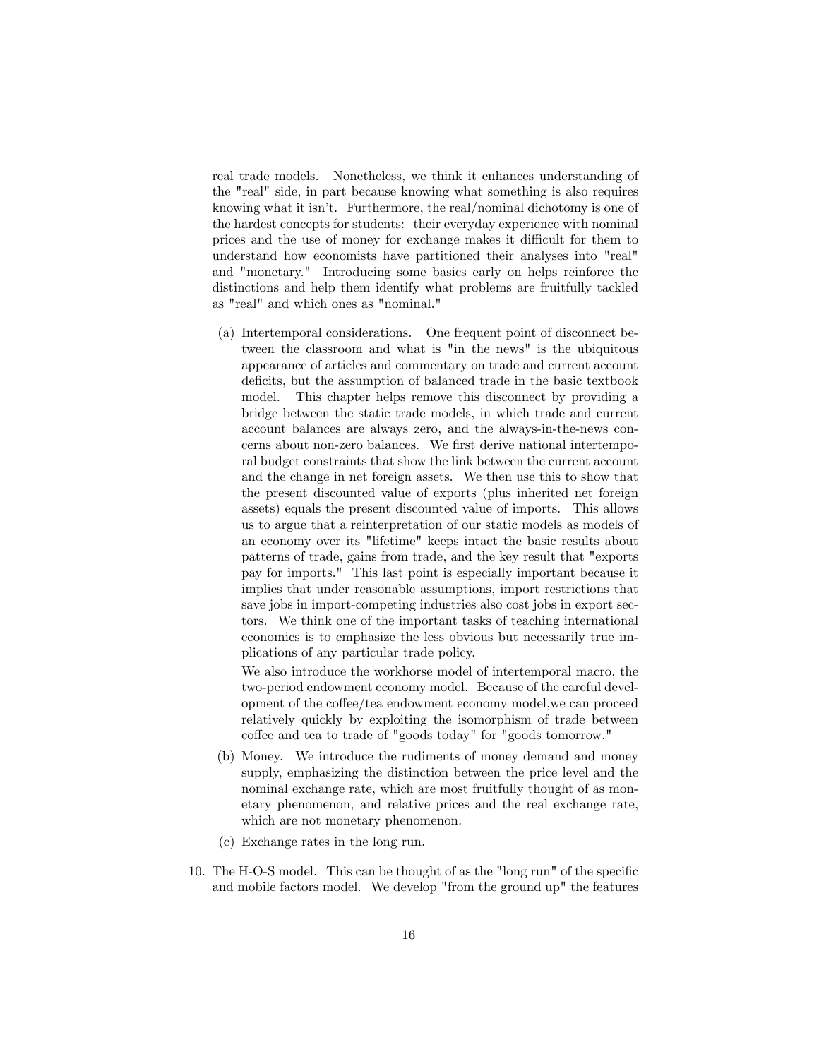real trade models. Nonetheless, we think it enhances understanding of the "real" side, in part because knowing what something is also requires knowing what it isn't. Furthermore, the real/nominal dichotomy is one of the hardest concepts for students: their everyday experience with nominal prices and the use of money for exchange makes it difficult for them to understand how economists have partitioned their analyses into "real" and "monetary." Introducing some basics early on helps reinforce the distinctions and help them identify what problems are fruitfully tackled as "real" and which ones as "nominal."

(a) Intertemporal considerations. One frequent point of disconnect between the classroom and what is "in the news" is the ubiquitous appearance of articles and commentary on trade and current account deficits, but the assumption of balanced trade in the basic textbook model. This chapter helps remove this disconnect by providing a bridge between the static trade models, in which trade and current account balances are always zero, and the always-in-the-news concerns about non-zero balances. We first derive national intertemporal budget constraints that show the link between the current account and the change in net foreign assets. We then use this to show that the present discounted value of exports (plus inherited net foreign assets) equals the present discounted value of imports. This allows us to argue that a reinterpretation of our static models as models of an economy over its "lifetime" keeps intact the basic results about patterns of trade, gains from trade, and the key result that "exports pay for imports." This last point is especially important because it implies that under reasonable assumptions, import restrictions that save jobs in import-competing industries also cost jobs in export sectors. We think one of the important tasks of teaching international economics is to emphasize the less obvious but necessarily true implications of any particular trade policy.

We also introduce the workhorse model of intertemporal macro, the two-period endowment economy model. Because of the careful development of the coffee/tea endowment economy model,we can proceed relatively quickly by exploiting the isomorphism of trade between coffee and tea to trade of "goods today" for "goods tomorrow."

(b) Money. We introduce the rudiments of money demand and money supply, emphasizing the distinction between the price level and the nominal exchange rate, which are most fruitfully thought of as monetary phenomenon, and relative prices and the real exchange rate, which are not monetary phenomenon.

(c) Exchange rates in the long run.

10. The H-O-S model. This can be thought of as the "long run" of the specific and mobile factors model. We develop "from the ground up" the features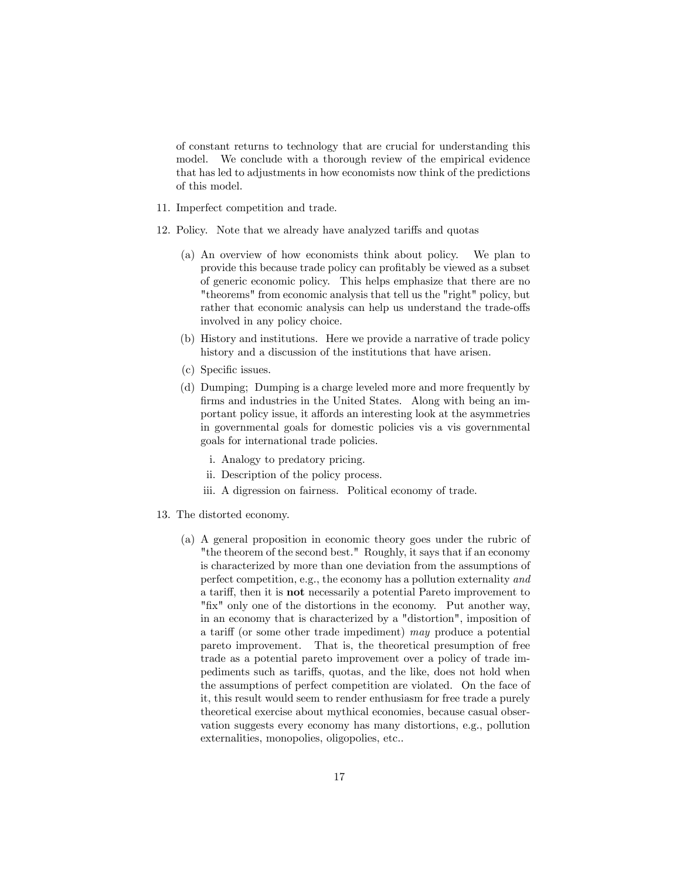of constant returns to technology that are crucial for understanding this model. We conclude with a thorough review of the empirical evidence that has led to adjustments in how economists now think of the predictions of this model.

11. Imperfect competition and trade.

12. Policy. Note that we already have analyzed tariffs and quotas

    (a) An overview of how economists think about policy. We plan to provide this because trade policy can profitably be viewed as a subset of generic economic policy. This helps emphasize that there are no "theorems" from economic analysis that tell us the "right" policy, but rather that economic analysis can help us understand the trade-offs involved in any policy choice.

    (b) History and institutions. Here we provide a narrative of trade policy history and a discussion of the institutions that have arisen.

    (c) Specific issues.

    (d) Dumping; Dumping is a charge leveled more and more frequently by firms and industries in the United States. Along with being an important policy issue, it affords an interesting look at the asymmetries in governmental goals for domestic policies vis a vis governmental goals for international trade policies.

        i. Analogy to predatory pricing.

        ii. Description of the policy process.

        iii. A digression on fairness. Political economy of trade.

13. The distorted economy.

    (a) A general proposition in economic theory goes under the rubric of "the theorem of the second best." Roughly, it says that if an economy is characterized by more than one deviation from the assumptions of perfect competition, e.g., the economy has a pollution externality *and* a tariff, then it is **not** necessarily a potential Pareto improvement to "fix" only one of the distortions in the economy. Put another way, in an economy that is characterized by a "distortion", imposition of a tariff (or some other trade impediment) *may* produce a potential pareto improvement. That is, the theoretical presumption of free trade as a potential pareto improvement over a policy of trade impediments such as tariffs, quotas, and the like, does not hold when the assumptions of perfect competition are violated. On the face of it, this result would seem to render enthusiasm for free trade a purely theoretical exercise about mythical economies, because casual observation suggests every economy has many distortions, e.g., pollution externalities, monopolies, oligopolies, etc..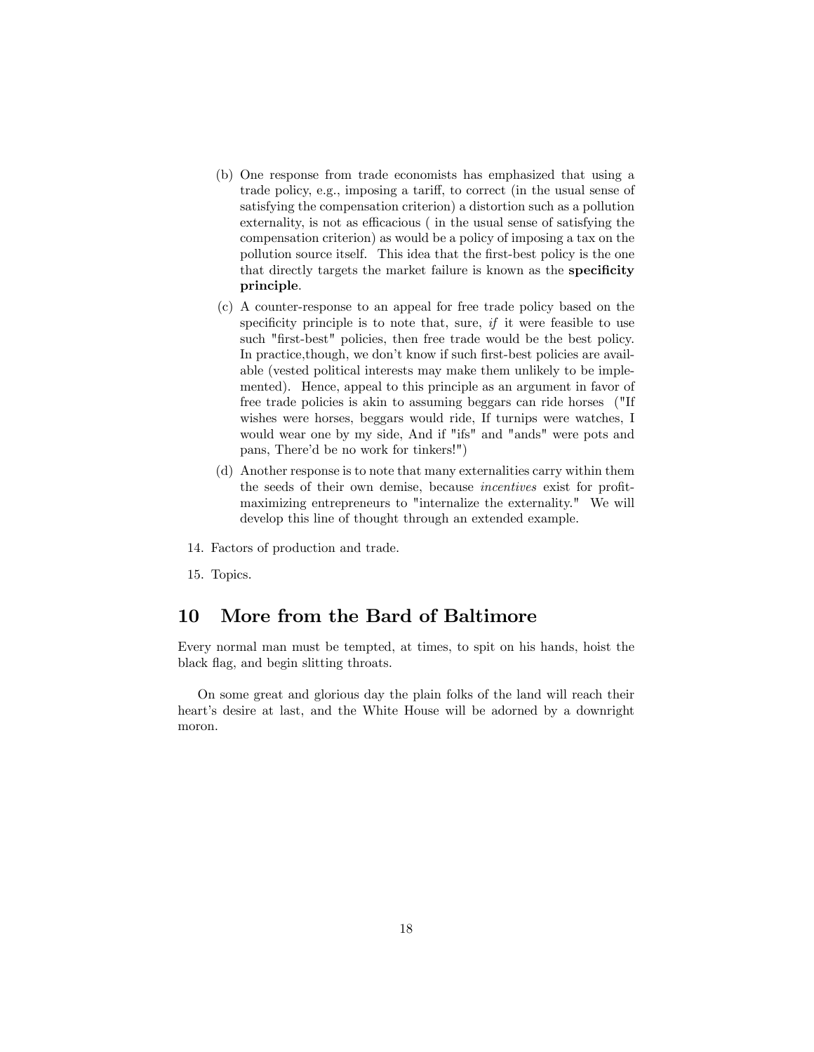(b) One response from trade economists has emphasized that using a trade policy, e.g., imposing a tariff, to correct (in the usual sense of satisfying the compensation criterion) a distortion such as a pollution externality, is not as efficacious ( in the usual sense of satisfying the compensation criterion) as would be a policy of imposing a tax on the pollution source itself. This idea that the first-best policy is the one that directly targets the market failure is known as the **specificity principle**.

(c) A counter-response to an appeal for free trade policy based on the specificity principle is to note that, sure, *if* it were feasible to use such "first-best" policies, then free trade would be the best policy. In practice,though, we don't know if such first-best policies are available (vested political interests may make them unlikely to be implemented). Hence, appeal to this principle as an argument in favor of free trade policies is akin to assuming beggars can ride horses ("If wishes were horses, beggars would ride, If turnips were watches, I would wear one by my side, And if "ifs" and "ands" were pots and pans, There'd be no work for tinkers!")

(d) Another response is to note that many externalities carry within them the seeds of their own demise, because *incentives* exist for profit-maximizing entrepreneurs to "internalize the externality." We will develop this line of thought through an extended example.

14. Factors of production and trade.

15. Topics.

# 10 More from the Bard of Baltimore

Every normal man must be tempted, at times, to spit on his hands, hoist the black flag, and begin slitting throats.

On some great and glorious day the plain folks of the land will reach their heart's desire at last, and the White House will be adorned by a downright moron.